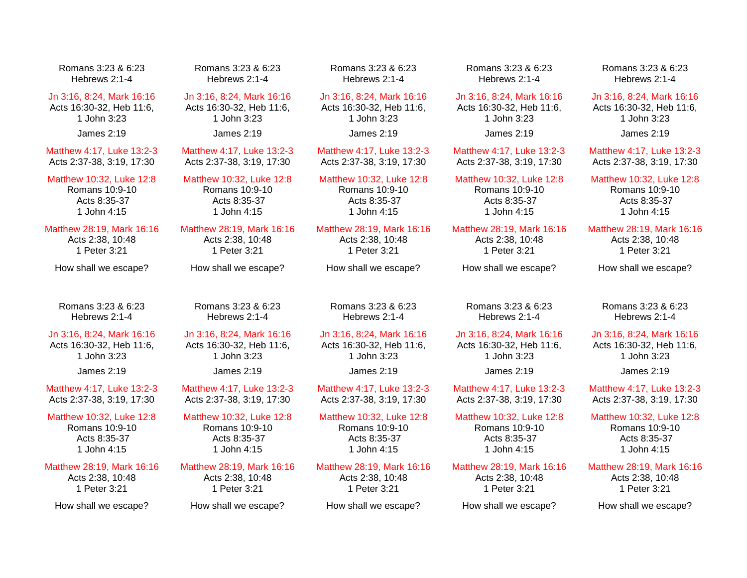Romans 3:23 & 6:23
Hebrews 2:1-4

Jn 3:16, 8:24, Mark 16:16
Acts 16:30-32, Heb 11:6,
1 John 3:23

James 2:19

Matthew 4:17, Luke 13:2-3
Acts 2:37-38, 3:19, 17:30

Matthew 10:32, Luke 12:8
Romans 10:9-10
Acts 8:35-37
1 John 4:15

Matthew 28:19, Mark 16:16
Acts 2:38, 10:48
1 Peter 3:21

How shall we escape?

---

Romans 3:23 & 6:23
Hebrews 2:1-4

Jn 3:16, 8:24, Mark 16:16
Acts 16:30-32, Heb 11:6,
1 John 3:23

James 2:19

Matthew 4:17, Luke 13:2-3
Acts 2:37-38, 3:19, 17:30

Matthew 10:32, Luke 12:8
Romans 10:9-10
Acts 8:35-37
1 John 4:15

Matthew 28:19, Mark 16:16
Acts 2:38, 10:48
1 Peter 3:21

How shall we escape?

---

Romans 3:23 & 6:23
Hebrews 2:1-4

Jn 3:16, 8:24, Mark 16:16
Acts 16:30-32, Heb 11:6,
1 John 3:23

James 2:19

Matthew 4:17, Luke 13:2-3
Acts 2:37-38, 3:19, 17:30

Matthew 10:32, Luke 12:8
Romans 10:9-10
Acts 8:35-37
1 John 4:15

Matthew 28:19, Mark 16:16
Acts 2:38, 10:48
1 Peter 3:21

How shall we escape?

---

Romans 3:23 & 6:23
Hebrews 2:1-4

Jn 3:16, 8:24, Mark 16:16
Acts 16:30-32, Heb 11:6,
1 John 3:23

James 2:19

Matthew 4:17, Luke 13:2-3
Acts 2:37-38, 3:19, 17:30

Matthew 10:32, Luke 12:8
Romans 10:9-10
Acts 8:35-37
1 John 4:15

Matthew 28:19, Mark 16:16
Acts 2:38, 10:48
1 Peter 3:21

How shall we escape?

---

Romans 3:23 & 6:23
Hebrews 2:1-4

Jn 3:16, 8:24, Mark 16:16
Acts 16:30-32, Heb 11:6,
1 John 3:23

James 2:19

Matthew 4:17, Luke 13:2-3
Acts 2:37-38, 3:19, 17:30

Matthew 10:32, Luke 12:8
Romans 10:9-10
Acts 8:35-37
1 John 4:15

Matthew 28:19, Mark 16:16
Acts 2:38, 10:48
1 Peter 3:21

How shall we escape?

---

Romans 3:23 & 6:23
Hebrews 2:1-4

Jn 3:16, 8:24, Mark 16:16
Acts 16:30-32, Heb 11:6,
1 John 3:23

James 2:19

Matthew 4:17, Luke 13:2-3
Acts 2:37-38, 3:19, 17:30

Matthew 10:32, Luke 12:8
Romans 10:9-10
Acts 8:35-37
1 John 4:15

Matthew 28:19, Mark 16:16
Acts 2:38, 10:48
1 Peter 3:21

How shall we escape?

---

Romans 3:23 & 6:23
Hebrews 2:1-4

Jn 3:16, 8:24, Mark 16:16
Acts 16:30-32, Heb 11:6,
1 John 3:23

James 2:19

Matthew 4:17, Luke 13:2-3
Acts 2:37-38, 3:19, 17:30

Matthew 10:32, Luke 12:8
Romans 10:9-10
Acts 8:35-37
1 John 4:15

Matthew 28:19, Mark 16:16
Acts 2:38, 10:48
1 Peter 3:21

How shall we escape?

---

Romans 3:23 & 6:23
Hebrews 2:1-4

Jn 3:16, 8:24, Mark 16:16
Acts 16:30-32, Heb 11:6,
1 John 3:23

James 2:19

Matthew 4:17, Luke 13:2-3
Acts 2:37-38, 3:19, 17:30

Matthew 10:32, Luke 12:8
Romans 10:9-10
Acts 8:35-37
1 John 4:15

Matthew 28:19, Mark 16:16
Acts 2:38, 10:48
1 Peter 3:21

How shall we escape?

---

Romans 3:23 & 6:23
Hebrews 2:1-4

Jn 3:16, 8:24, Mark 16:16
Acts 16:30-32, Heb 11:6,
1 John 3:23

James 2:19

Matthew 4:17, Luke 13:2-3
Acts 2:37-38, 3:19, 17:30

Matthew 10:32, Luke 12:8
Romans 10:9-10
Acts 8:35-37
1 John 4:15

Matthew 28:19, Mark 16:16
Acts 2:38, 10:48
1 Peter 3:21

How shall we escape?

---

Romans 3:23 & 6:23
Hebrews 2:1-4

Jn 3:16, 8:24, Mark 16:16
Acts 16:30-32, Heb 11:6,
1 John 3:23

James 2:19

Matthew 4:17, Luke 13:2-3
Acts 2:37-38, 3:19, 17:30

Matthew 10:32, Luke 12:8
Romans 10:9-10
Acts 8:35-37
1 John 4:15

Matthew 28:19, Mark 16:16
Acts 2:38, 10:48
1 Peter 3:21

How shall we escape?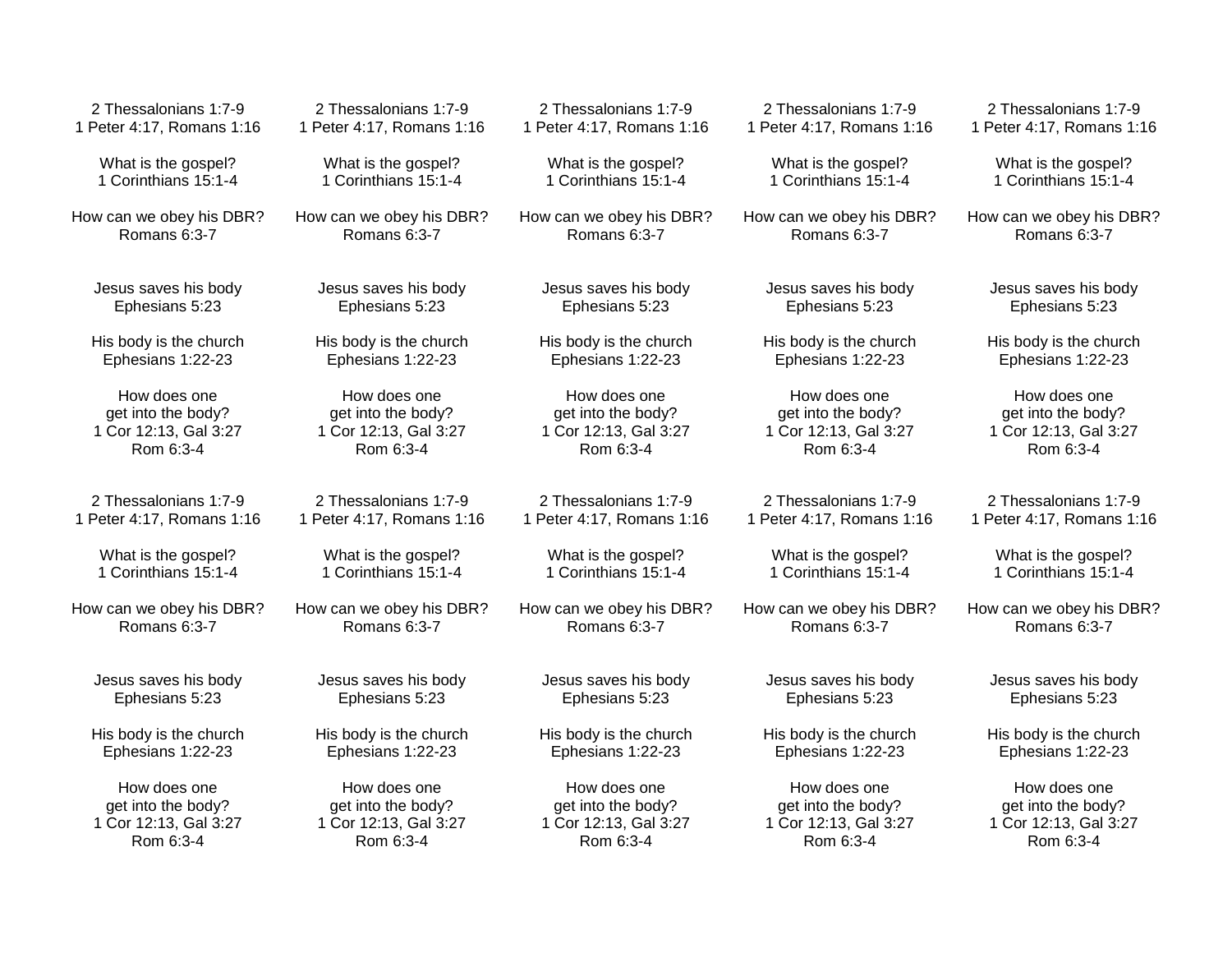2 Thessalonians 1:7-9
1 Peter 4:17, Romans 1:16

What is the gospel?
1 Corinthians 15:1-4

How can we obey his DBR?
Romans 6:3-7

2 Thessalonians 1:7-9
1 Peter 4:17, Romans 1:16

What is the gospel?
1 Corinthians 15:1-4

How can we obey his DBR?
Romans 6:3-7

2 Thessalonians 1:7-9
1 Peter 4:17, Romans 1:16

What is the gospel?
1 Corinthians 15:1-4

How can we obey his DBR?
Romans 6:3-7

2 Thessalonians 1:7-9
1 Peter 4:17, Romans 1:16

What is the gospel?
1 Corinthians 15:1-4

How can we obey his DBR?
Romans 6:3-7

2 Thessalonians 1:7-9
1 Peter 4:17, Romans 1:16

What is the gospel?
1 Corinthians 15:1-4

How can we obey his DBR?
Romans 6:3-7

Jesus saves his body
Ephesians 5:23

His body is the church
Ephesians 1:22-23

How does one
get into the body?
1 Cor 12:13, Gal 3:27
Rom 6:3-4

Jesus saves his body
Ephesians 5:23

His body is the church
Ephesians 1:22-23

How does one
get into the body?
1 Cor 12:13, Gal 3:27
Rom 6:3-4

Jesus saves his body
Ephesians 5:23

His body is the church
Ephesians 1:22-23

How does one
get into the body?
1 Cor 12:13, Gal 3:27
Rom 6:3-4

Jesus saves his body
Ephesians 5:23

His body is the church
Ephesians 1:22-23

How does one
get into the body?
1 Cor 12:13, Gal 3:27
Rom 6:3-4

Jesus saves his body
Ephesians 5:23

His body is the church
Ephesians 1:22-23

How does one
get into the body?
1 Cor 12:13, Gal 3:27
Rom 6:3-4

2 Thessalonians 1:7-9
1 Peter 4:17, Romans 1:16

What is the gospel?
1 Corinthians 15:1-4

How can we obey his DBR?
Romans 6:3-7

2 Thessalonians 1:7-9
1 Peter 4:17, Romans 1:16

What is the gospel?
1 Corinthians 15:1-4

How can we obey his DBR?
Romans 6:3-7

2 Thessalonians 1:7-9
1 Peter 4:17, Romans 1:16

What is the gospel?
1 Corinthians 15:1-4

How can we obey his DBR?
Romans 6:3-7

2 Thessalonians 1:7-9
1 Peter 4:17, Romans 1:16

What is the gospel?
1 Corinthians 15:1-4

How can we obey his DBR?
Romans 6:3-7

2 Thessalonians 1:7-9
1 Peter 4:17, Romans 1:16

What is the gospel?
1 Corinthians 15:1-4

How can we obey his DBR?
Romans 6:3-7

Jesus saves his body
Ephesians 5:23

His body is the church
Ephesians 1:22-23

How does one
get into the body?
1 Cor 12:13, Gal 3:27
Rom 6:3-4

Jesus saves his body
Ephesians 5:23

His body is the church
Ephesians 1:22-23

How does one
get into the body?
1 Cor 12:13, Gal 3:27
Rom 6:3-4

Jesus saves his body
Ephesians 5:23

His body is the church
Ephesians 1:22-23

How does one
get into the body?
1 Cor 12:13, Gal 3:27
Rom 6:3-4

Jesus saves his body
Ephesians 5:23

His body is the church
Ephesians 1:22-23

How does one
get into the body?
1 Cor 12:13, Gal 3:27
Rom 6:3-4

Jesus saves his body
Ephesians 5:23

His body is the church
Ephesians 1:22-23

How does one
get into the body?
1 Cor 12:13, Gal 3:27
Rom 6:3-4